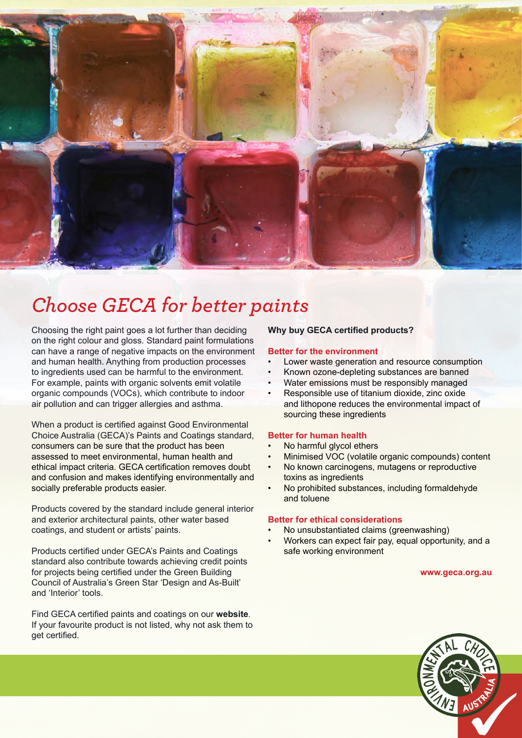# *Choose GECA for better paints*

Choosing the right paint goes a lot further than deciding on the right colour and gloss. Standard paint formulations can have a range of negative impacts on the environment and human health. Anything from production processes to ingredients used can be harmful to the environment. For example, paints with organic solvents emit volatile organic compounds (VOCs), which contribute to indoor air pollution and can trigger allergies and asthma.

When a product is certified against Good Environmental Choice Australia (GECA)'s Paints and Coatings standard, consumers can be sure that the product has been assessed to meet environmental, human health and ethical impact criteria. GECA certification removes doubt and confusion and makes identifying environmentally and socially preferable products easier.

Products covered by the standard include general interior and exterior architectural paints, other water based coatings, and student or artists' paints.

Products certified under GECA's Paints and Coatings standard also contribute towards achieving credit points for projects being certified under the Green Building Council of Australia's Green Star 'Design and As-Built' and 'Interior' tools.

Find GECA certified paints and coatings on our **website**. If your favourite product is not listed, why not ask them to get certified.

**Why buy GECA certified products?**

**Better for the environment**

- Lower waste generation and resource consumption
- Known ozone-depleting substances are banned
- Water emissions must be responsibly managed
- Responsible use of titanium dioxide, zinc oxide and lithopone reduces the environmental impact of sourcing these ingredients

**Better for human health**

- No harmful glycol ethers
- Minimised VOC (volatile organic compounds) content
- No known carcinogens, mutagens or reproductive toxins as ingredients
- No prohibited substances, including formaldehyde and toluene

**Better for ethical considerations**

- No unsubstantiated claims (greenwashing)
- Workers can expect fair pay, equal opportunity, and a safe working environment

**www.geca.org.au**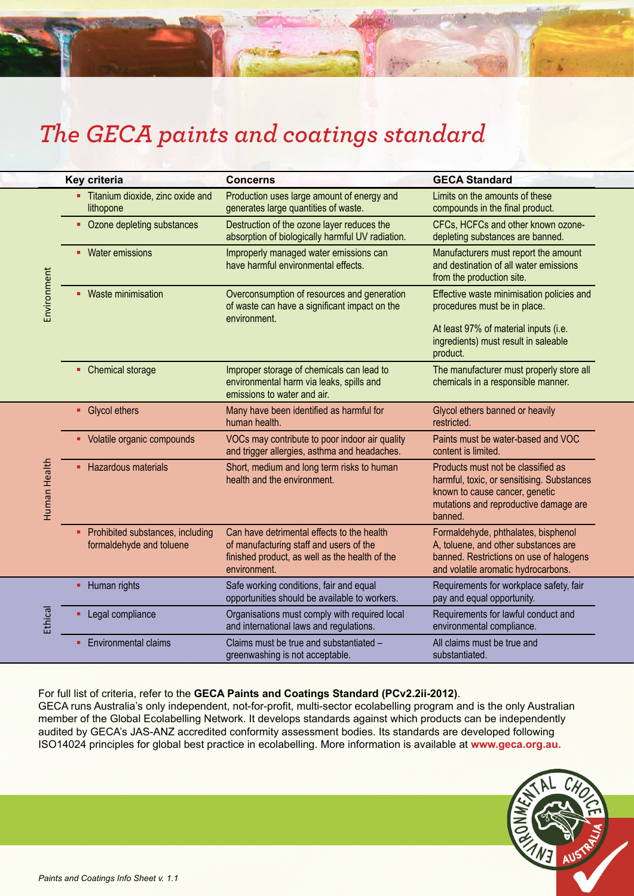# *The GECA paints and coatings standard*

| | Key criteria | Concerns | GECA Standard |
|---|---|---|---|
| Environment | Titanium dioxide, zinc oxide and lithopone | Production uses large amount of energy and generates large quantities of waste. | Limits on the amounts of these compounds in the final product. |
| | Ozone depleting substances | Destruction of the ozone layer reduces the absorption of biologically harmful UV radiation. | CFCs, HCFCs and other known ozone-depleting substances are banned. |
| | Water emissions | Improperly managed water emissions can have harmful environmental effects. | Manufacturers must report the amount and destination of all water emissions from the production site. |
| | Waste minimisation | Overconsumption of resources and generation of waste can have a significant impact on the environment. | Effective waste minimisation policies and procedures must be in place. At least 97% of material inputs (i.e. ingredients) must result in saleable product. |
| | Chemical storage | Improper storage of chemicals can lead to environmental harm via leaks, spills and emissions to water and air. | The manufacturer must properly store all chemicals in a responsible manner. |
| Human Health | Glycol ethers | Many have been identified as harmful for human health. | Glycol ethers banned or heavily restricted. |
| | Volatile organic compounds | VOCs may contribute to poor indoor air quality and trigger allergies, asthma and headaches. | Paints must be water-based and VOC content is limited. |
| | Hazardous materials | Short, medium and long term risks to human health and the environment. | Products must not be classified as harmful, toxic, or sensitising. Substances known to cause cancer, genetic mutations and reproductive damage are banned. |
| | Prohibited substances, including formaldehyde and toluene | Can have detrimental effects to the health of manufacturing staff and users of the finished product, as well as the health of the environment. | Formaldehyde, phthalates, bisphenol A, toluene, and other substances are banned. Restrictions on use of halogens and volatile aromatic hydrocarbons. |
| Ethical | Human rights | Safe working conditions, fair and equal opportunities should be available to workers. | Requirements for workplace safety, fair pay and equal opportunity. |
| | Legal compliance | Organisations must comply with required local and international laws and regulations. | Requirements for lawful conduct and environmental compliance. |
| | Environmental claims | Claims must be true and substantiated – greenwashing is not acceptable. | All claims must be true and substantiated. |

For full list of criteria, refer to the **GECA Paints and Coatings Standard (PCv2.2ii-2012)**.
GECA runs Australia's only independent, not-for-profit, multi-sector ecolabelling program and is the only Australian member of the Global Ecolabelling Network. It develops standards against which products can be independently audited by GECA's JAS-ANZ accredited conformity assessment bodies. Its standards are developed following ISO14024 principles for global best practice in ecolabelling. More information is available at **www.geca.org.au.**

ENVIRONMENTAL CHOICE AUSTRALIA

*Paints and Coatings Info Sheet v. 1.1*